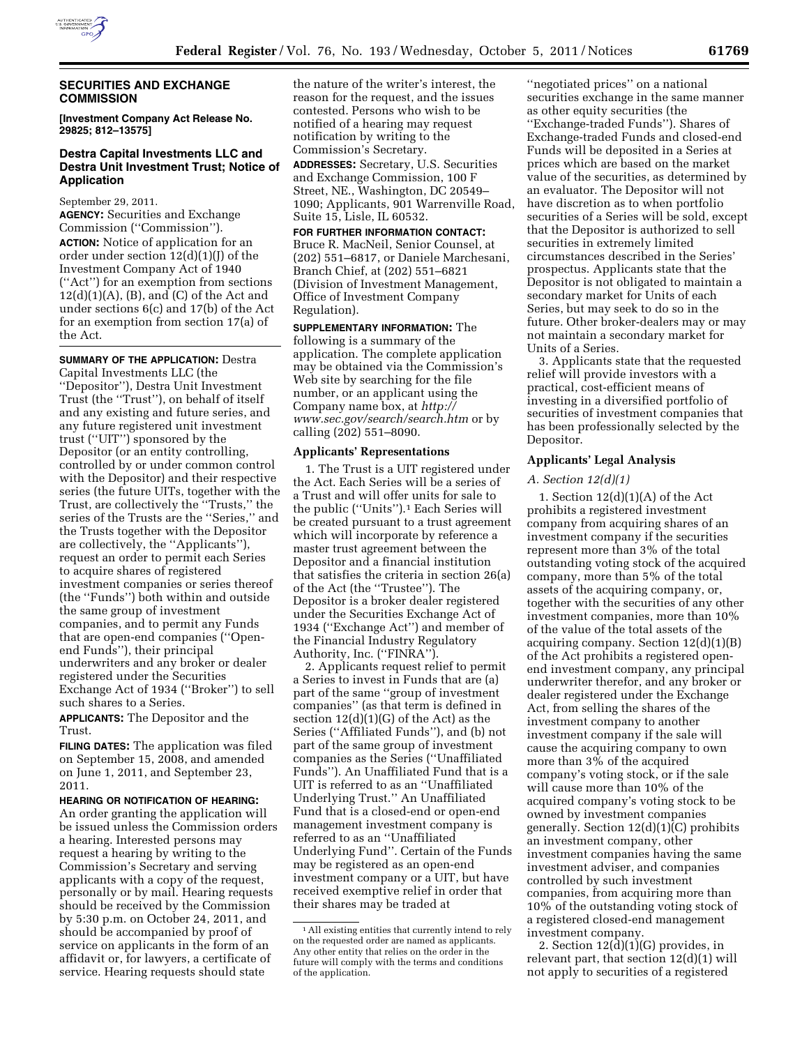## SECURITIES AND EXCHANGE COMMISSION

**[Investment Company Act Release No. 29825; 812–13575]**

### Destra Capital Investments LLC and Destra Unit Investment Trust; Notice of Application

September 29, 2011.

**AGENCY:** Securities and Exchange Commission (''Commission'').

**ACTION:** Notice of application for an order under section 12(d)(1)(J) of the Investment Company Act of 1940 (''Act'') for an exemption from sections 12(d)(1)(A), (B), and (C) of the Act and under sections 6(c) and 17(b) of the Act for an exemption from section 17(a) of the Act.

**SUMMARY OF THE APPLICATION:** Destra Capital Investments LLC (the ''Depositor''), Destra Unit Investment Trust (the ''Trust''), on behalf of itself and any existing and future series, and any future registered unit investment trust (''UIT'') sponsored by the Depositor (or an entity controlling, controlled by or under common control with the Depositor) and their respective series (the future UITs, together with the Trust, are collectively the ''Trusts,'' the series of the Trusts are the ''Series,'' and the Trusts together with the Depositor are collectively, the ''Applicants''), request an order to permit each Series to acquire shares of registered investment companies or series thereof (the ''Funds'') both within and outside the same group of investment companies, and to permit any Funds that are open-end companies (''Open-end Funds''), their principal underwriters and any broker or dealer registered under the Securities Exchange Act of 1934 (''Broker'') to sell such shares to a Series.

**APPLICANTS:** The Depositor and the Trust.

**FILING DATES:** The application was filed on September 15, 2008, and amended on June 1, 2011, and September 23, 2011.

**HEARING OR NOTIFICATION OF HEARING:** An order granting the application will be issued unless the Commission orders a hearing. Interested persons may request a hearing by writing to the Commission's Secretary and serving applicants with a copy of the request, personally or by mail. Hearing requests should be received by the Commission by 5:30 p.m. on October 24, 2011, and should be accompanied by proof of service on applicants in the form of an affidavit or, for lawyers, a certificate of service. Hearing requests should state the nature of the writer's interest, the reason for the request, and the issues contested. Persons who wish to be notified of a hearing may request notification by writing to the Commission's Secretary.

**ADDRESSES:** Secretary, U.S. Securities and Exchange Commission, 100 F Street, NE., Washington, DC 20549–1090; Applicants, 901 Warrenville Road, Suite 15, Lisle, IL 60532.

**FOR FURTHER INFORMATION CONTACT:** Bruce R. MacNeil, Senior Counsel, at (202) 551–6817, or Daniele Marchesani, Branch Chief, at (202) 551–6821 (Division of Investment Management, Office of Investment Company Regulation).

**SUPPLEMENTARY INFORMATION:** The following is a summary of the application. The complete application may be obtained via the Commission's Web site by searching for the file number, or an applicant using the Company name box, at *http://www.sec.gov/search/search.htm* or by calling (202) 551–8090.

#### Applicants' Representations

1. The Trust is a UIT registered under the Act. Each Series will be a series of a Trust and will offer units for sale to the public (''Units'').[1] Each Series will be created pursuant to a trust agreement which will incorporate by reference a master trust agreement between the Depositor and a financial institution that satisfies the criteria in section 26(a) of the Act (the ''Trustee''). The Depositor is a broker dealer registered under the Securities Exchange Act of 1934 (''Exchange Act'') and member of the Financial Industry Regulatory Authority, Inc. (''FINRA'').

2. Applicants request relief to permit a Series to invest in Funds that are (a) part of the same ''group of investment companies'' (as that term is defined in section 12(d)(1)(G) of the Act) as the Series (''Affiliated Funds''), and (b) not part of the same group of investment companies as the Series (''Unaffiliated Funds''). An Unaffiliated Fund that is a UIT is referred to as an ''Unaffiliated Underlying Trust.'' An Unaffiliated Fund that is a closed-end or open-end management investment company is referred to as an ''Unaffiliated Underlying Fund''. Certain of the Funds may be registered as an open-end investment company or a UIT, but have received exemptive relief in order that their shares may be traded at ''negotiated prices'' on a national securities exchange in the same manner as other equity securities (the ''Exchange-traded Funds''). Shares of Exchange-traded Funds and closed-end Funds will be deposited in a Series at prices which are based on the market value of the securities, as determined by an evaluator. The Depositor will not have discretion as to when portfolio securities of a Series will be sold, except that the Depositor is authorized to sell securities in extremely limited circumstances described in the Series' prospectus. Applicants state that the Depositor is not obligated to maintain a secondary market for Units of each Series, but may seek to do so in the future. Other broker-dealers may or may not maintain a secondary market for Units of a Series.

3. Applicants state that the requested relief will provide investors with a practical, cost-efficient means of investing in a diversified portfolio of securities of investment companies that has been professionally selected by the Depositor.

#### Applicants' Legal Analysis

*A. Section 12(d)(1)*

1. Section 12(d)(1)(A) of the Act prohibits a registered investment company from acquiring shares of an investment company if the securities represent more than 3% of the total outstanding voting stock of the acquired company, more than 5% of the total assets of the acquiring company, or, together with the securities of any other investment companies, more than 10% of the value of the total assets of the acquiring company. Section 12(d)(1)(B) of the Act prohibits a registered open-end investment company, any principal underwriter therefor, and any broker or dealer registered under the Exchange Act, from selling the shares of the investment company to another investment company if the sale will cause the acquiring company to own more than 3% of the acquired company's voting stock, or if the sale will cause more than 10% of the acquired company's voting stock to be owned by investment companies generally. Section 12(d)(1)(C) prohibits an investment company, other investment companies having the same investment adviser, and companies controlled by such investment companies, from acquiring more than 10% of the outstanding voting stock of a registered closed-end management investment company.

2. Section 12(d)(1)(G) provides, in relevant part, that section 12(d)(1) will not apply to securities of a registered

[1] All existing entities that currently intend to rely on the requested order are named as applicants. Any other entity that relies on the order in the future will comply with the terms and conditions of the application.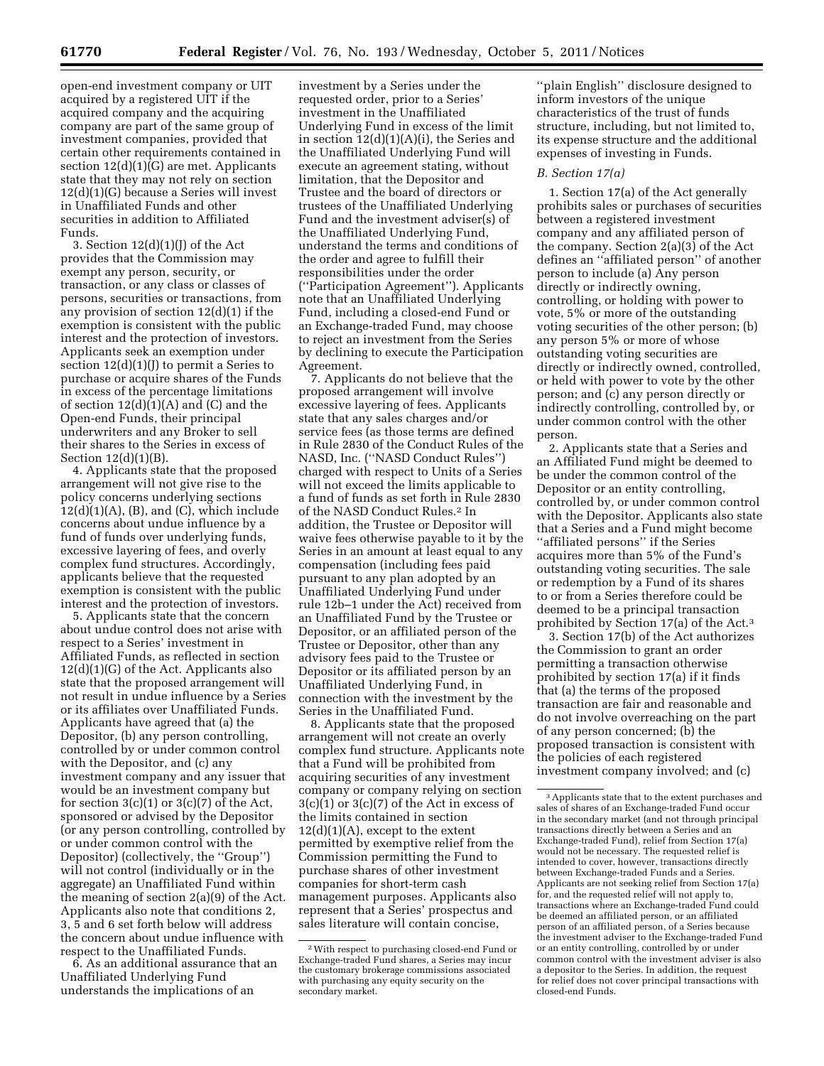open-end investment company or UIT acquired by a registered UIT if the acquired company and the acquiring company are part of the same group of investment companies, provided that certain other requirements contained in section 12(d)(1)(G) are met. Applicants state that they may not rely on section 12(d)(1)(G) because a Series will invest in Unaffiliated Funds and other securities in addition to Affiliated Funds.

3. Section 12(d)(1)(J) of the Act provides that the Commission may exempt any person, security, or transaction, or any class or classes of persons, securities or transactions, from any provision of section 12(d)(1) if the exemption is consistent with the public interest and the protection of investors. Applicants seek an exemption under section 12(d)(1)(J) to permit a Series to purchase or acquire shares of the Funds in excess of the percentage limitations of section 12(d)(1)(A) and (C) and the Open-end Funds, their principal underwriters and any Broker to sell their shares to the Series in excess of Section 12(d)(1)(B).

4. Applicants state that the proposed arrangement will not give rise to the policy concerns underlying sections 12(d)(1)(A), (B), and (C), which include concerns about undue influence by a fund of funds over underlying funds, excessive layering of fees, and overly complex fund structures. Accordingly, applicants believe that the requested exemption is consistent with the public interest and the protection of investors.

5. Applicants state that the concern about undue control does not arise with respect to a Series' investment in Affiliated Funds, as reflected in section 12(d)(1)(G) of the Act. Applicants also state that the proposed arrangement will not result in undue influence by a Series or its affiliates over Unaffiliated Funds. Applicants have agreed that (a) the Depositor, (b) any person controlling, controlled by or under common control with the Depositor, and (c) any investment company and any issuer that would be an investment company but for section 3(c)(1) or 3(c)(7) of the Act, sponsored or advised by the Depositor (or any person controlling, controlled by or under common control with the Depositor) (collectively, the "Group") will not control (individually or in the aggregate) an Unaffiliated Fund within the meaning of section 2(a)(9) of the Act. Applicants also note that conditions 2, 3, 5 and 6 set forth below will address the concern about undue influence with respect to the Unaffiliated Funds.

6. As an additional assurance that an Unaffiliated Underlying Fund understands the implications of an investment by a Series under the requested order, prior to a Series' investment in the Unaffiliated Underlying Fund in excess of the limit in section 12(d)(1)(A)(i), the Series and the Unaffiliated Underlying Fund will execute an agreement stating, without limitation, that the Depositor and Trustee and the board of directors or trustees of the Unaffiliated Underlying Fund and the investment adviser(s) of the Unaffiliated Underlying Fund, understand the terms and conditions of the order and agree to fulfill their responsibilities under the order ("Participation Agreement"). Applicants note that an Unaffiliated Underlying Fund, including a closed-end Fund or an Exchange-traded Fund, may choose to reject an investment from the Series by declining to execute the Participation Agreement.

7. Applicants do not believe that the proposed arrangement will involve excessive layering of fees. Applicants state that any sales charges and/or service fees (as those terms are defined in Rule 2830 of the Conduct Rules of the NASD, Inc. ("NASD Conduct Rules") charged with respect to Units of a Series will not exceed the limits applicable to a fund of funds as set forth in Rule 2830 of the NASD Conduct Rules.[2] In addition, the Trustee or Depositor will waive fees otherwise payable to it by the Series in an amount at least equal to any compensation (including fees paid pursuant to any plan adopted by an Unaffiliated Underlying Fund under rule 12b–1 under the Act) received from an Unaffiliated Fund by the Trustee or Depositor, or an affiliated person of the Trustee or Depositor, other than any advisory fees paid to the Trustee or Depositor or its affiliated person by an Unaffiliated Underlying Fund, in connection with the investment by the Series in the Unaffiliated Fund.

8. Applicants state that the proposed arrangement will not create an overly complex fund structure. Applicants note that a Fund will be prohibited from acquiring securities of any investment company or company relying on section 3(c)(1) or 3(c)(7) of the Act in excess of the limits contained in section 12(d)(1)(A), except to the extent permitted by exemptive relief from the Commission permitting the Fund to purchase shares of other investment companies for short-term cash management purposes. Applicants also represent that a Series' prospectus and sales literature will contain concise, "plain English" disclosure designed to inform investors of the unique characteristics of the trust of funds structure, including, but not limited to, its expense structure and the additional expenses of investing in Funds.

### *B. Section 17(a)*

1. Section 17(a) of the Act generally prohibits sales or purchases of securities between a registered investment company and any affiliated person of the company. Section 2(a)(3) of the Act defines an "affiliated person" of another person to include (a) Any person directly or indirectly owning, controlling, or holding with power to vote, 5% or more of the outstanding voting securities of the other person; (b) any person 5% or more of whose outstanding voting securities are directly or indirectly owned, controlled, or held with power to vote by the other person; and (c) any person directly or indirectly controlling, controlled by, or under common control with the other person.

2. Applicants state that a Series and an Affiliated Fund might be deemed to be under the common control of the Depositor or an entity controlling, controlled by, or under common control with the Depositor. Applicants also state that a Series and a Fund might become "affiliated persons" if the Series acquires more than 5% of the Fund's outstanding voting securities. The sale or redemption by a Fund of its shares to or from a Series therefore could be deemed to be a principal transaction prohibited by Section 17(a) of the Act.[3]

3. Section 17(b) of the Act authorizes the Commission to grant an order permitting a transaction otherwise prohibited by section 17(a) if it finds that (a) the terms of the proposed transaction are fair and reasonable and do not involve overreaching on the part of any person concerned; (b) the proposed transaction is consistent with the policies of each registered investment company involved; and (c)

---

[2] With respect to purchasing closed-end Fund or Exchange-traded Fund shares, a Series may incur the customary brokerage commissions associated with purchasing any equity security on the secondary market.

[3] Applicants state that to the extent purchases and sales of shares of an Exchange-traded Fund occur in the secondary market (and not through principal transactions directly between a Series and an Exchange-traded Fund), relief from Section 17(a) would not be necessary. The requested relief is intended to cover, however, transactions directly between Exchange-traded Funds and a Series. Applicants are not seeking relief from Section 17(a) for, and the requested relief will not apply to, transactions where an Exchange-traded Fund could be deemed an affiliated person, or an affiliated person of an affiliated person, of a Series because the investment adviser to the Exchange-traded Fund or an entity controlling, controlled by or under common control with the investment adviser is also a depositor to the Series. In addition, the request for relief does not cover principal transactions with closed-end Funds.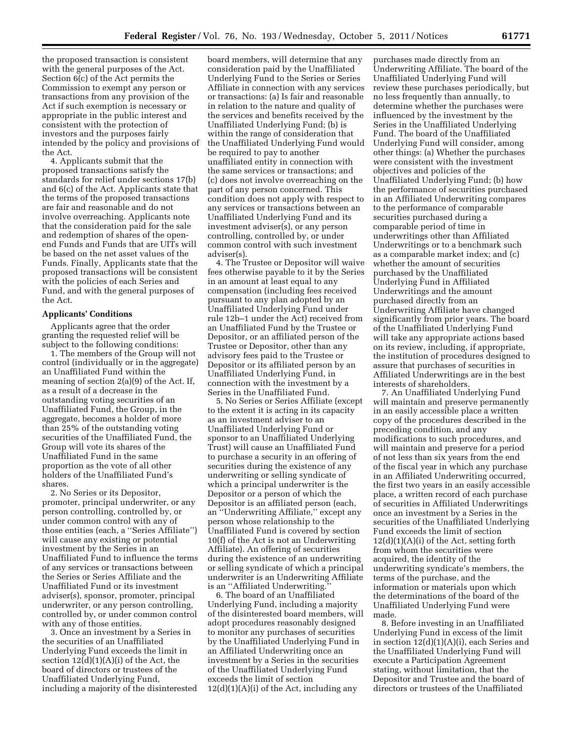the proposed transaction is consistent with the general purposes of the Act. Section 6(c) of the Act permits the Commission to exempt any person or transactions from any provision of the Act if such exemption is necessary or appropriate in the public interest and consistent with the protection of investors and the purposes fairly intended by the policy and provisions of the Act.

4. Applicants submit that the proposed transactions satisfy the standards for relief under sections 17(b) and 6(c) of the Act. Applicants state that the terms of the proposed transactions are fair and reasonable and do not involve overreaching. Applicants note that the consideration paid for the sale and redemption of shares of the open-end Funds and Funds that are UITs will be based on the net asset values of the Funds. Finally, Applicants state that the proposed transactions will be consistent with the policies of each Series and Fund, and with the general purposes of the Act.

**Applicants' Conditions**

Applicants agree that the order granting the requested relief will be subject to the following conditions:

1. The members of the Group will not control (individually or in the aggregate) an Unaffiliated Fund within the meaning of section 2(a)(9) of the Act. If, as a result of a decrease in the outstanding voting securities of an Unaffiliated Fund, the Group, in the aggregate, becomes a holder of more than 25% of the outstanding voting securities of the Unaffiliated Fund, the Group will vote its shares of the Unaffiliated Fund in the same proportion as the vote of all other holders of the Unaffiliated Fund's shares.

2. No Series or its Depositor, promoter, principal underwriter, or any person controlling, controlled by, or under common control with any of those entities (each, a "Series Affiliate") will cause any existing or potential investment by the Series in an Unaffiliated Fund to influence the terms of any services or transactions between the Series or Series Affiliate and the Unaffiliated Fund or its investment adviser(s), sponsor, promoter, principal underwriter, or any person controlling, controlled by, or under common control with any of those entities.

3. Once an investment by a Series in the securities of an Unaffiliated Underlying Fund exceeds the limit in section 12(d)(1)(A)(i) of the Act, the board of directors or trustees of the Unaffiliated Underlying Fund, including a majority of the disinterested board members, will determine that any consideration paid by the Unaffiliated Underlying Fund to the Series or Series Affiliate in connection with any services or transactions: (a) Is fair and reasonable in relation to the nature and quality of the services and benefits received by the Unaffiliated Underlying Fund; (b) is within the range of consideration that the Unaffiliated Underlying Fund would be required to pay to another unaffiliated entity in connection with the same services or transactions; and (c) does not involve overreaching on the part of any person concerned. This condition does not apply with respect to any services or transactions between an Unaffiliated Underlying Fund and its investment adviser(s), or any person controlling, controlled by, or under common control with such investment adviser(s).

4. The Trustee or Depositor will waive fees otherwise payable to it by the Series in an amount at least equal to any compensation (including fees received pursuant to any plan adopted by an Unaffiliated Underlying Fund under rule 12b–1 under the Act) received from an Unaffiliated Fund by the Trustee or Depositor, or an affiliated person of the Trustee or Depositor, other than any advisory fees paid to the Trustee or Depositor or its affiliated person by an Unaffiliated Underlying Fund, in connection with the investment by a Series in the Unaffiliated Fund.

5. No Series or Series Affiliate (except to the extent it is acting in its capacity as an investment adviser to an Unaffiliated Underlying Fund or sponsor to an Unaffiliated Underlying Trust) will cause an Unaffiliated Fund to purchase a security in an offering of securities during the existence of any underwriting or selling syndicate of which a principal underwriter is the Depositor or a person of which the Depositor is an affiliated person (each, an "Underwriting Affiliate," except any person whose relationship to the Unaffiliated Fund is covered by section 10(f) of the Act is not an Underwriting Affiliate). An offering of securities during the existence of an underwriting or selling syndicate of which a principal underwriter is an Underwriting Affiliate is an "Affiliated Underwriting."

6. The board of an Unaffiliated Underlying Fund, including a majority of the disinterested board members, will adopt procedures reasonably designed to monitor any purchases of securities by the Unaffiliated Underlying Fund in an Affiliated Underwriting once an investment by a Series in the securities of the Unaffiliated Underlying Fund exceeds the limit of section 12(d)(1)(A)(i) of the Act, including any purchases made directly from an Underwriting Affiliate. The board of the Unaffiliated Underlying Fund will review these purchases periodically, but no less frequently than annually, to determine whether the purchases were influenced by the investment by the Series in the Unaffiliated Underlying Fund. The board of the Unaffiliated Underlying Fund will consider, among other things: (a) Whether the purchases were consistent with the investment objectives and policies of the Unaffiliated Underlying Fund; (b) how the performance of securities purchased in an Affiliated Underwriting compares to the performance of comparable securities purchased during a comparable period of time in underwritings other than Affiliated Underwritings or to a benchmark such as a comparable market index; and (c) whether the amount of securities purchased by the Unaffiliated Underlying Fund in Affiliated Underwritings and the amount purchased directly from an Underwriting Affiliate have changed significantly from prior years. The board of the Unaffiliated Underlying Fund will take any appropriate actions based on its review, including, if appropriate, the institution of procedures designed to assure that purchases of securities in Affiliated Underwritings are in the best interests of shareholders.

7. An Unaffiliated Underlying Fund will maintain and preserve permanently in an easily accessible place a written copy of the procedures described in the preceding condition, and any modifications to such procedures, and will maintain and preserve for a period of not less than six years from the end of the fiscal year in which any purchase in an Affiliated Underwriting occurred, the first two years in an easily accessible place, a written record of each purchase of securities in Affiliated Underwritings once an investment by a Series in the securities of the Unaffiliated Underlying Fund exceeds the limit of section 12(d)(1)(A)(i) of the Act, setting forth from whom the securities were acquired, the identity of the underwriting syndicate's members, the terms of the purchase, and the information or materials upon which the determinations of the board of the Unaffiliated Underlying Fund were made.

8. Before investing in an Unaffiliated Underlying Fund in excess of the limit in section 12(d)(1)(A)(i), each Series and the Unaffiliated Underlying Fund will execute a Participation Agreement stating, without limitation, that the Depositor and Trustee and the board of directors or trustees of the Unaffiliated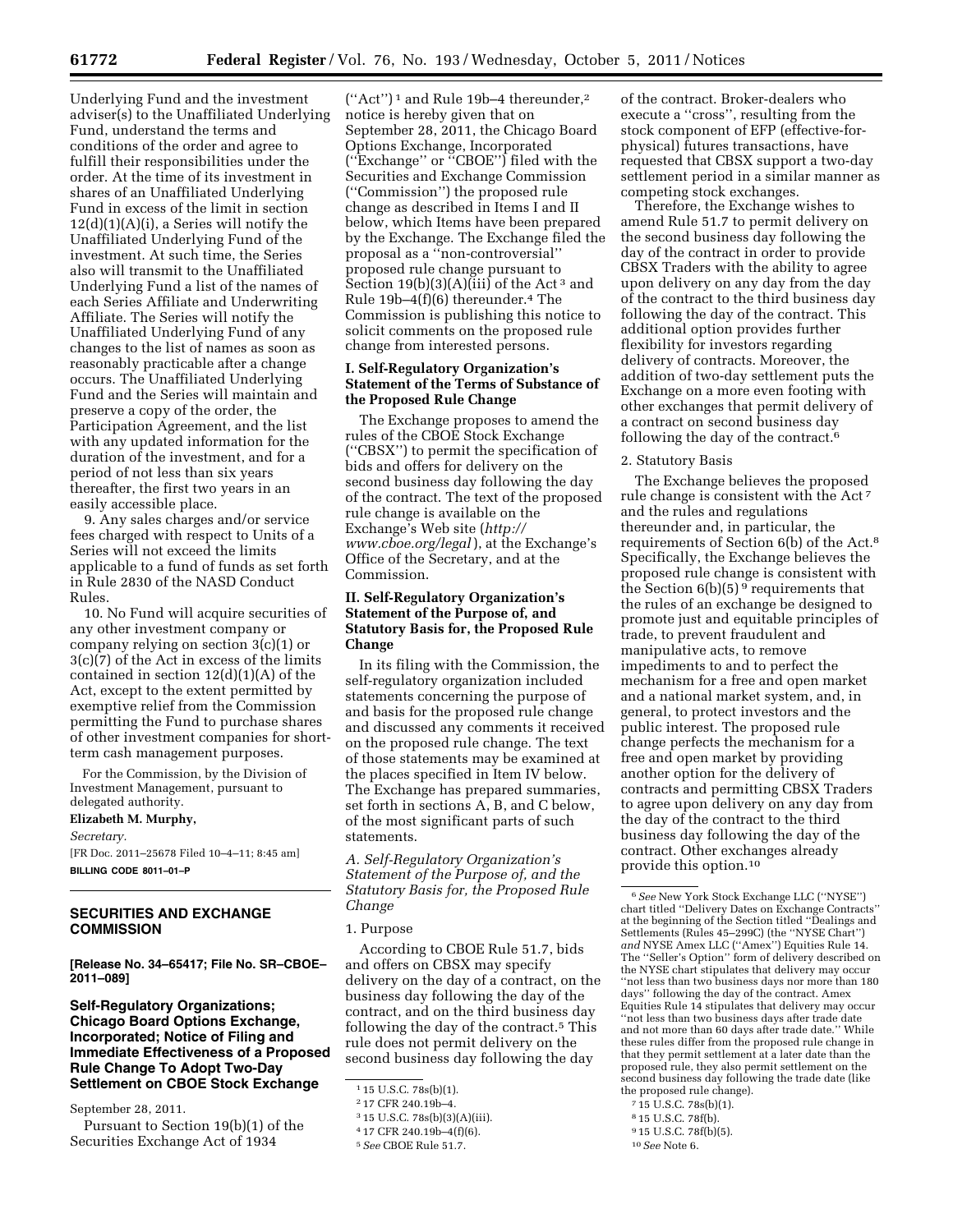Underlying Fund and the investment adviser(s) to the Unaffiliated Underlying Fund, understand the terms and conditions of the order and agree to fulfill their responsibilities under the order. At the time of its investment in shares of an Unaffiliated Underlying Fund in excess of the limit in section 12(d)(1)(A)(i), a Series will notify the Unaffiliated Underlying Fund of the investment. At such time, the Series also will transmit to the Unaffiliated Underlying Fund a list of the names of each Series Affiliate and Underwriting Affiliate. The Series will notify the Unaffiliated Underlying Fund of any changes to the list of names as soon as reasonably practicable after a change occurs. The Unaffiliated Underlying Fund and the Series will maintain and preserve a copy of the order, the Participation Agreement, and the list with any updated information for the duration of the investment, and for a period of not less than six years thereafter, the first two years in an easily accessible place.

9. Any sales charges and/or service fees charged with respect to Units of a Series will not exceed the limits applicable to a fund of funds as set forth in Rule 2830 of the NASD Conduct Rules.

10. No Fund will acquire securities of any other investment company or company relying on section 3(c)(1) or 3(c)(7) of the Act in excess of the limits contained in section 12(d)(1)(A) of the Act, except to the extent permitted by exemptive relief from the Commission permitting the Fund to purchase shares of other investment companies for short-term cash management purposes.

For the Commission, by the Division of Investment Management, pursuant to delegated authority.

**Elizabeth M. Murphy,**

*Secretary.*

[FR Doc. 2011–25678 Filed 10–4–11; 8:45 am]

**BILLING CODE 8011–01–P**

## SECURITIES AND EXCHANGE COMMISSION

**[Release No. 34–65417; File No. SR–CBOE–2011–089]**

## Self-Regulatory Organizations; Chicago Board Options Exchange, Incorporated; Notice of Filing and Immediate Effectiveness of a Proposed Rule Change To Adopt Two-Day Settlement on CBOE Stock Exchange

September 28, 2011.

Pursuant to Section 19(b)(1) of the Securities Exchange Act of 1934 ("Act")[1] and Rule 19b–4 thereunder,[2] notice is hereby given that on September 28, 2011, the Chicago Board Options Exchange, Incorporated ("Exchange" or "CBOE") filed with the Securities and Exchange Commission ("Commission") the proposed rule change as described in Items I and II below, which Items have been prepared by the Exchange. The Exchange filed the proposal as a "non-controversial" proposed rule change pursuant to Section 19(b)(3)(A)(iii) of the Act[3] and Rule 19b–4(f)(6) thereunder.[4] The Commission is publishing this notice to solicit comments on the proposed rule change from interested persons.

### I. Self-Regulatory Organization's Statement of the Terms of Substance of the Proposed Rule Change

The Exchange proposes to amend the rules of the CBOE Stock Exchange ("CBSX") to permit the specification of bids and offers for delivery on the second business day following the day of the contract. The text of the proposed rule change is available on the Exchange's Web site (*http://www.cboe.org/legal*), at the Exchange's Office of the Secretary, and at the Commission.

### II. Self-Regulatory Organization's Statement of the Purpose of, and Statutory Basis for, the Proposed Rule Change

In its filing with the Commission, the self-regulatory organization included statements concerning the purpose of and basis for the proposed rule change and discussed any comments it received on the proposed rule change. The text of those statements may be examined at the places specified in Item IV below. The Exchange has prepared summaries, set forth in sections A, B, and C below, of the most significant parts of such statements.

*A. Self-Regulatory Organization's Statement of the Purpose of, and the Statutory Basis for, the Proposed Rule Change*

1. Purpose

According to CBOE Rule 51.7, bids and offers on CBSX may specify delivery on the day of a contract, on the business day following the day of the contract, and on the third business day following the day of the contract.[5] This rule does not permit delivery on the second business day following the day of the contract. Broker-dealers who execute a "cross", resulting from the stock component of EFP (effective-for-physical) futures transactions, have requested that CBSX support a two-day settlement period in a similar manner as competing stock exchanges.

Therefore, the Exchange wishes to amend Rule 51.7 to permit delivery on the second business day following the day of the contract in order to provide CBSX Traders with the ability to agree upon delivery on any day from the day of the contract to the third business day following the day of the contract. This additional option provides further flexibility for investors regarding delivery of contracts. Moreover, the addition of two-day settlement puts the Exchange on a more even footing with other exchanges that permit delivery of a contract on second business day following the day of the contract.[6]

2. Statutory Basis

The Exchange believes the proposed rule change is consistent with the Act[7] and the rules and regulations thereunder and, in particular, the requirements of Section 6(b) of the Act.[8] Specifically, the Exchange believes the proposed rule change is consistent with the Section 6(b)(5)[9] requirements that the rules of an exchange be designed to promote just and equitable principles of trade, to prevent fraudulent and manipulative acts, to remove impediments to and to perfect the mechanism for a free and open market and a national market system, and, in general, to protect investors and the public interest. The proposed rule change perfects the mechanism for a free and open market by providing another option for the delivery of contracts and permitting CBSX Traders to agree upon delivery on any day from the day of the contract to the third business day following the day of the contract. Other exchanges already provide this option.[10]

[1] 15 U.S.C. 78s(b)(1).

[2] 17 CFR 240.19b–4.

[3] 15 U.S.C. 78s(b)(3)(A)(iii).

[4] 17 CFR 240.19b–4(f)(6).

[5] *See* CBOE Rule 51.7.

[6] *See* New York Stock Exchange LLC ("NYSE") chart titled "Delivery Dates on Exchange Contracts" at the beginning of the Section titled "Dealings and Settlements (Rules 45–299C) (the "NYSE Chart") *and* NYSE Amex LLC ("Amex") Equities Rule 14. The "Seller's Option" form of delivery described on the NYSE chart stipulates that delivery may occur "not less than two business days nor more than 180 days" following the day of the contract. Amex Equities Rule 14 stipulates that delivery may occur "not less than two business days after trade date and not more than 60 days after trade date." While these rules differ from the proposed rule change in that they permit settlement at a later date than the proposed rule, they also permit settlement on the second business day following the trade date (like the proposed rule change).

[7] 15 U.S.C. 78s(b)(1).

[8] 15 U.S.C. 78f(b).

[9] 15 U.S.C. 78f(b)(5).

[10] *See* Note 6.